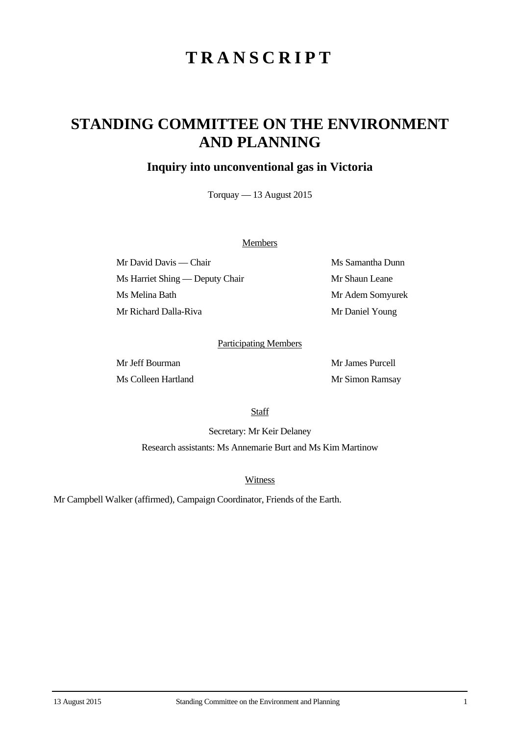# TRANSCRIPT

# STANDING COMMITTEE ON THE ENVIRONMENT AND PLANNING

## Inquiry into unconventional gas in Victoria

Torquay — 13 August 2015

Members

Mr David Davis — Chair

Ms Harriet Shing — Deputy Chair

Ms Melina Bath

Mr Richard Dalla-Riva

Ms Samantha Dunn

Mr Shaun Leane

Mr Adem Somyurek

Mr Daniel Young

Participating Members

Mr Jeff Bourman

Ms Colleen Hartland

Mr James Purcell

Mr Simon Ramsay

Staff

Secretary: Mr Keir Delaney

Research assistants: Ms Annemarie Burt and Ms Kim Martinow

Witness

Mr Campbell Walker (affirmed), Campaign Coordinator, Friends of the Earth.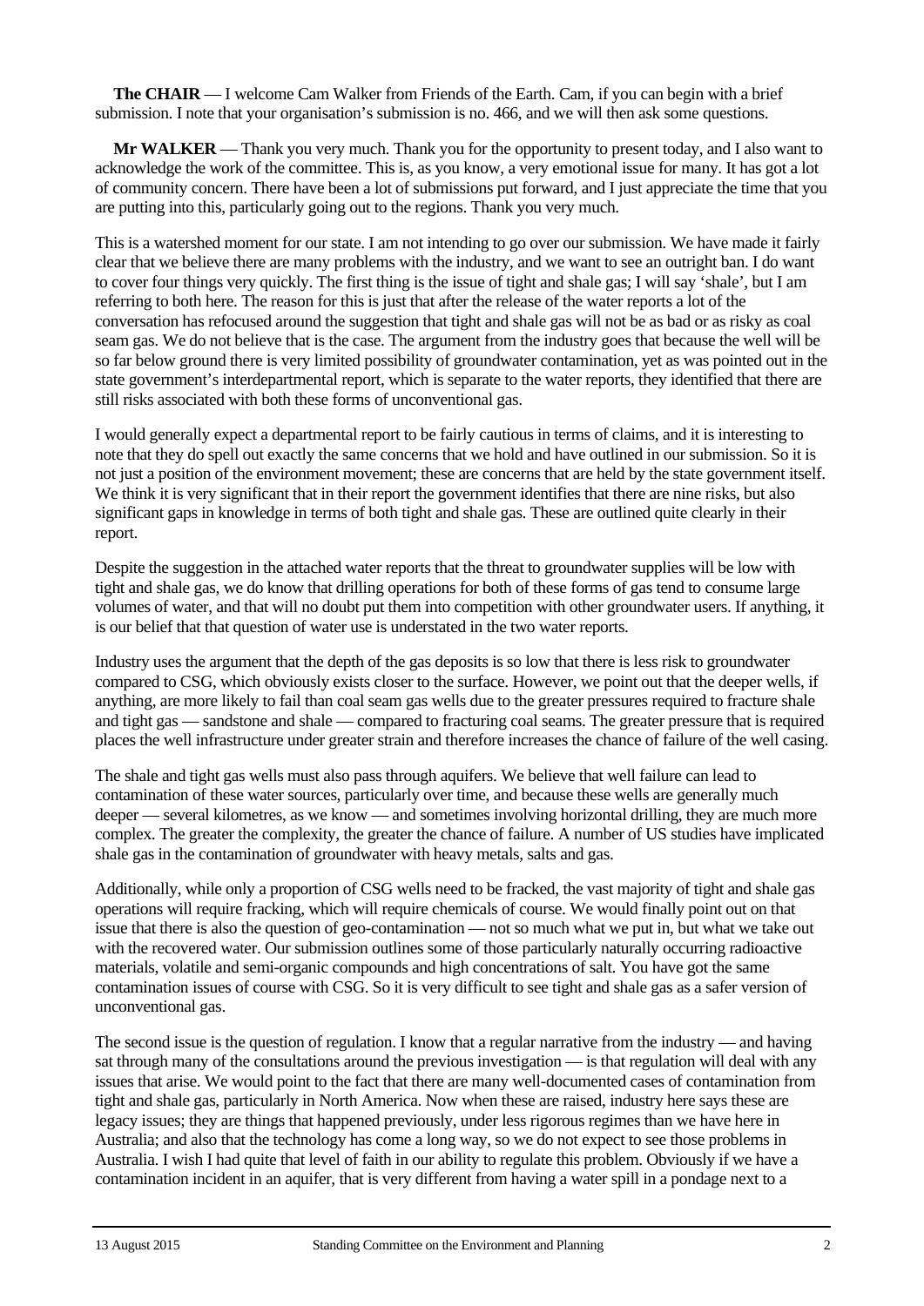**The CHAIR** — I welcome Cam Walker from Friends of the Earth. Cam, if you can begin with a brief submission. I note that your organisation's submission is no. 466, and we will then ask some questions.

**Mr WALKER** — Thank you very much. Thank you for the opportunity to present today, and I also want to acknowledge the work of the committee. This is, as you know, a very emotional issue for many. It has got a lot of community concern. There have been a lot of submissions put forward, and I just appreciate the time that you are putting into this, particularly going out to the regions. Thank you very much.

This is a watershed moment for our state. I am not intending to go over our submission. We have made it fairly clear that we believe there are many problems with the industry, and we want to see an outright ban. I do want to cover four things very quickly. The first thing is the issue of tight and shale gas; I will say 'shale', but I am referring to both here. The reason for this is just that after the release of the water reports a lot of the conversation has refocused around the suggestion that tight and shale gas will not be as bad or as risky as coal seam gas. We do not believe that is the case. The argument from the industry goes that because the well will be so far below ground there is very limited possibility of groundwater contamination, yet as was pointed out in the state government's interdepartmental report, which is separate to the water reports, they identified that there are still risks associated with both these forms of unconventional gas.

I would generally expect a departmental report to be fairly cautious in terms of claims, and it is interesting to note that they do spell out exactly the same concerns that we hold and have outlined in our submission. So it is not just a position of the environment movement; these are concerns that are held by the state government itself. We think it is very significant that in their report the government identifies that there are nine risks, but also significant gaps in knowledge in terms of both tight and shale gas. These are outlined quite clearly in their report.

Despite the suggestion in the attached water reports that the threat to groundwater supplies will be low with tight and shale gas, we do know that drilling operations for both of these forms of gas tend to consume large volumes of water, and that will no doubt put them into competition with other groundwater users. If anything, it is our belief that that question of water use is understated in the two water reports.

Industry uses the argument that the depth of the gas deposits is so low that there is less risk to groundwater compared to CSG, which obviously exists closer to the surface. However, we point out that the deeper wells, if anything, are more likely to fail than coal seam gas wells due to the greater pressures required to fracture shale and tight gas — sandstone and shale — compared to fracturing coal seams. The greater pressure that is required places the well infrastructure under greater strain and therefore increases the chance of failure of the well casing.

The shale and tight gas wells must also pass through aquifers. We believe that well failure can lead to contamination of these water sources, particularly over time, and because these wells are generally much deeper — several kilometres, as we know — and sometimes involving horizontal drilling, they are much more complex. The greater the complexity, the greater the chance of failure. A number of US studies have implicated shale gas in the contamination of groundwater with heavy metals, salts and gas.

Additionally, while only a proportion of CSG wells need to be fracked, the vast majority of tight and shale gas operations will require fracking, which will require chemicals of course. We would finally point out on that issue that there is also the question of geo-contamination — not so much what we put in, but what we take out with the recovered water. Our submission outlines some of those particularly naturally occurring radioactive materials, volatile and semi-organic compounds and high concentrations of salt. You have got the same contamination issues of course with CSG. So it is very difficult to see tight and shale gas as a safer version of unconventional gas.

The second issue is the question of regulation. I know that a regular narrative from the industry — and having sat through many of the consultations around the previous investigation — is that regulation will deal with any issues that arise. We would point to the fact that there are many well-documented cases of contamination from tight and shale gas, particularly in North America. Now when these are raised, industry here says these are legacy issues; they are things that happened previously, under less rigorous regimes than we have here in Australia; and also that the technology has come a long way, so we do not expect to see those problems in Australia. I wish I had quite that level of faith in our ability to regulate this problem. Obviously if we have a contamination incident in an aquifer, that is very different from having a water spill in a pondage next to a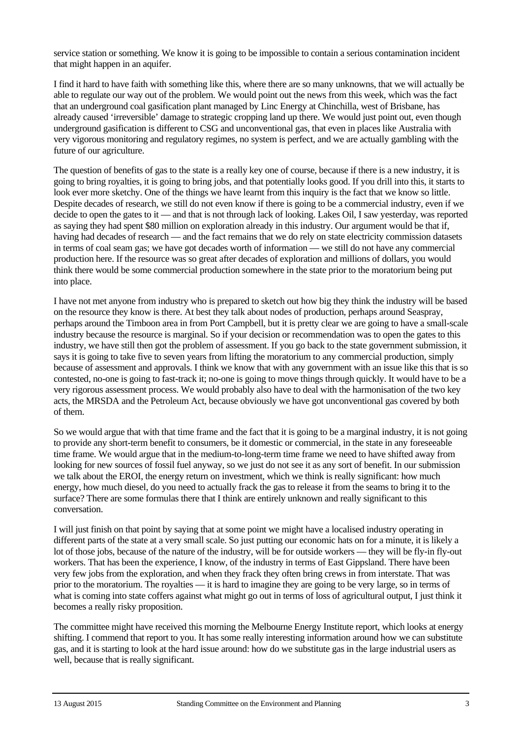service station or something. We know it is going to be impossible to contain a serious contamination incident that might happen in an aquifer.

I find it hard to have faith with something like this, where there are so many unknowns, that we will actually be able to regulate our way out of the problem. We would point out the news from this week, which was the fact that an underground coal gasification plant managed by Linc Energy at Chinchilla, west of Brisbane, has already caused 'irreversible' damage to strategic cropping land up there. We would just point out, even though underground gasification is different to CSG and unconventional gas, that even in places like Australia with very vigorous monitoring and regulatory regimes, no system is perfect, and we are actually gambling with the future of our agriculture.

The question of benefits of gas to the state is a really key one of course, because if there is a new industry, it is going to bring royalties, it is going to bring jobs, and that potentially looks good. If you drill into this, it starts to look ever more sketchy. One of the things we have learnt from this inquiry is the fact that we know so little. Despite decades of research, we still do not even know if there is going to be a commercial industry, even if we decide to open the gates to it — and that is not through lack of looking. Lakes Oil, I saw yesterday, was reported as saying they had spent $80 million on exploration already in this industry. Our argument would be that if, having had decades of research — and the fact remains that we do rely on state electricity commission datasets in terms of coal seam gas; we have got decades worth of information — we still do not have any commercial production here. If the resource was so great after decades of exploration and millions of dollars, you would think there would be some commercial production somewhere in the state prior to the moratorium being put into place.

I have not met anyone from industry who is prepared to sketch out how big they think the industry will be based on the resource they know is there. At best they talk about nodes of production, perhaps around Seaspray, perhaps around the Timboon area in from Port Campbell, but it is pretty clear we are going to have a small-scale industry because the resource is marginal. So if your decision or recommendation was to open the gates to this industry, we have still then got the problem of assessment. If you go back to the state government submission, it says it is going to take five to seven years from lifting the moratorium to any commercial production, simply because of assessment and approvals. I think we know that with any government with an issue like this that is so contested, no-one is going to fast-track it; no-one is going to move things through quickly. It would have to be a very rigorous assessment process. We would probably also have to deal with the harmonisation of the two key acts, the MRSDA and the Petroleum Act, because obviously we have got unconventional gas covered by both of them.

So we would argue that with that time frame and the fact that it is going to be a marginal industry, it is not going to provide any short-term benefit to consumers, be it domestic or commercial, in the state in any foreseeable time frame. We would argue that in the medium-to-long-term time frame we need to have shifted away from looking for new sources of fossil fuel anyway, so we just do not see it as any sort of benefit. In our submission we talk about the EROI, the energy return on investment, which we think is really significant: how much energy, how much diesel, do you need to actually frack the gas to release it from the seams to bring it to the surface? There are some formulas there that I think are entirely unknown and really significant to this conversation.

I will just finish on that point by saying that at some point we might have a localised industry operating in different parts of the state at a very small scale. So just putting our economic hats on for a minute, it is likely a lot of those jobs, because of the nature of the industry, will be for outside workers — they will be fly-in fly-out workers. That has been the experience, I know, of the industry in terms of East Gippsland. There have been very few jobs from the exploration, and when they frack they often bring crews in from interstate. That was prior to the moratorium. The royalties — it is hard to imagine they are going to be very large, so in terms of what is coming into state coffers against what might go out in terms of loss of agricultural output, I just think it becomes a really risky proposition.

The committee might have received this morning the Melbourne Energy Institute report, which looks at energy shifting. I commend that report to you. It has some really interesting information around how we can substitute gas, and it is starting to look at the hard issue around: how do we substitute gas in the large industrial users as well, because that is really significant.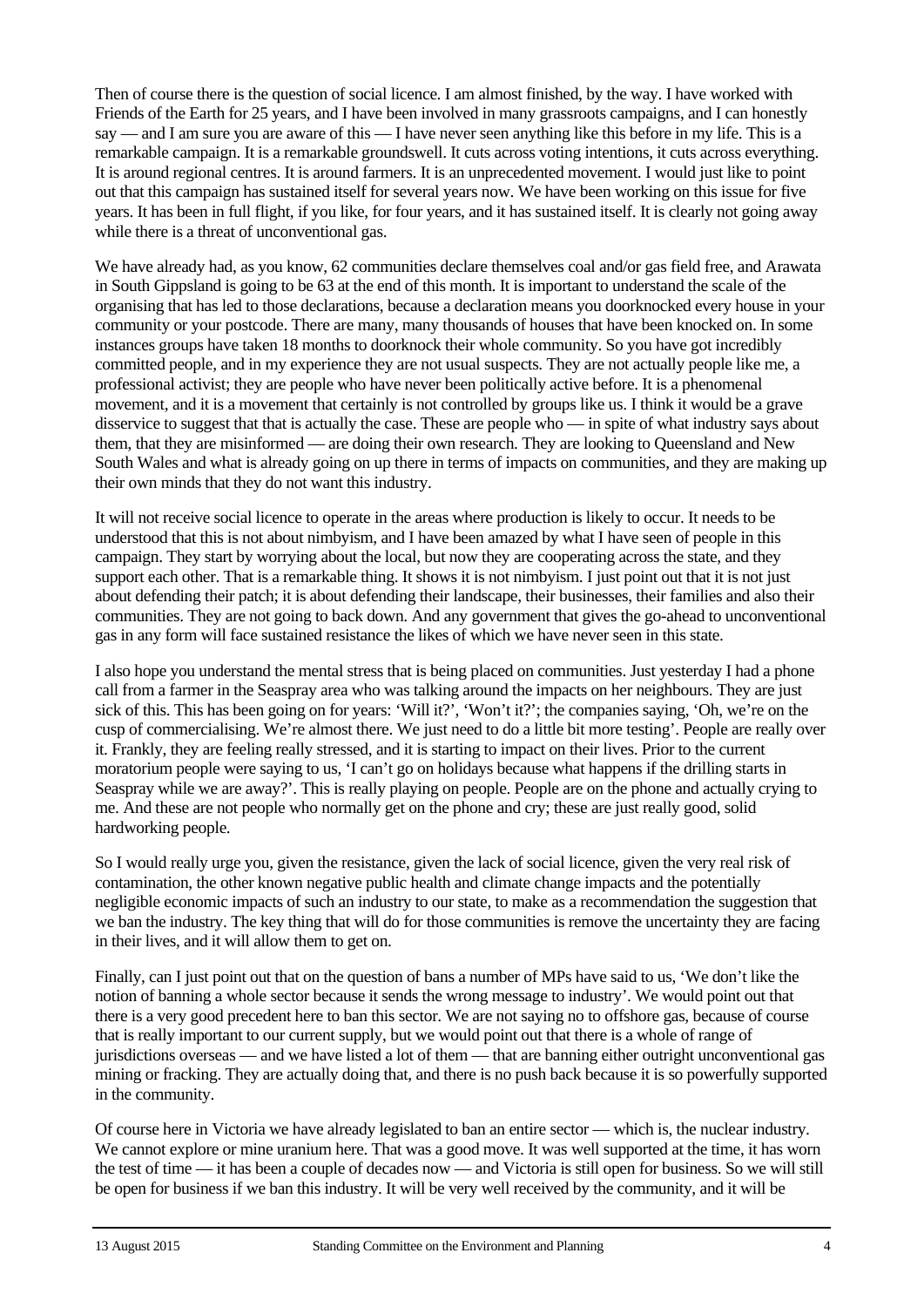Then of course there is the question of social licence. I am almost finished, by the way. I have worked with Friends of the Earth for 25 years, and I have been involved in many grassroots campaigns, and I can honestly say — and I am sure you are aware of this — I have never seen anything like this before in my life. This is a remarkable campaign. It is a remarkable groundswell. It cuts across voting intentions, it cuts across everything. It is around regional centres. It is around farmers. It is an unprecedented movement. I would just like to point out that this campaign has sustained itself for several years now. We have been working on this issue for five years. It has been in full flight, if you like, for four years, and it has sustained itself. It is clearly not going away while there is a threat of unconventional gas.

We have already had, as you know, 62 communities declare themselves coal and/or gas field free, and Arawata in South Gippsland is going to be 63 at the end of this month. It is important to understand the scale of the organising that has led to those declarations, because a declaration means you doorknocked every house in your community or your postcode. There are many, many thousands of houses that have been knocked on. In some instances groups have taken 18 months to doorknock their whole community. So you have got incredibly committed people, and in my experience they are not usual suspects. They are not actually people like me, a professional activist; they are people who have never been politically active before. It is a phenomenal movement, and it is a movement that certainly is not controlled by groups like us. I think it would be a grave disservice to suggest that that is actually the case. These are people who — in spite of what industry says about them, that they are misinformed — are doing their own research. They are looking to Queensland and New South Wales and what is already going on up there in terms of impacts on communities, and they are making up their own minds that they do not want this industry.

It will not receive social licence to operate in the areas where production is likely to occur. It needs to be understood that this is not about nimbyism, and I have been amazed by what I have seen of people in this campaign. They start by worrying about the local, but now they are cooperating across the state, and they support each other. That is a remarkable thing. It shows it is not nimbyism. I just point out that it is not just about defending their patch; it is about defending their landscape, their businesses, their families and also their communities. They are not going to back down. And any government that gives the go-ahead to unconventional gas in any form will face sustained resistance the likes of which we have never seen in this state.

I also hope you understand the mental stress that is being placed on communities. Just yesterday I had a phone call from a farmer in the Seaspray area who was talking around the impacts on her neighbours. They are just sick of this. This has been going on for years: 'Will it?', 'Won't it?'; the companies saying, 'Oh, we're on the cusp of commercialising. We're almost there. We just need to do a little bit more testing'. People are really over it. Frankly, they are feeling really stressed, and it is starting to impact on their lives. Prior to the current moratorium people were saying to us, 'I can't go on holidays because what happens if the drilling starts in Seaspray while we are away?'. This is really playing on people. People are on the phone and actually crying to me. And these are not people who normally get on the phone and cry; these are just really good, solid hardworking people.

So I would really urge you, given the resistance, given the lack of social licence, given the very real risk of contamination, the other known negative public health and climate change impacts and the potentially negligible economic impacts of such an industry to our state, to make as a recommendation the suggestion that we ban the industry. The key thing that will do for those communities is remove the uncertainty they are facing in their lives, and it will allow them to get on.

Finally, can I just point out that on the question of bans a number of MPs have said to us, 'We don't like the notion of banning a whole sector because it sends the wrong message to industry'. We would point out that there is a very good precedent here to ban this sector. We are not saying no to offshore gas, because of course that is really important to our current supply, but we would point out that there is a whole of range of jurisdictions overseas — and we have listed a lot of them — that are banning either outright unconventional gas mining or fracking. They are actually doing that, and there is no push back because it is so powerfully supported in the community.

Of course here in Victoria we have already legislated to ban an entire sector — which is, the nuclear industry. We cannot explore or mine uranium here. That was a good move. It was well supported at the time, it has worn the test of time — it has been a couple of decades now — and Victoria is still open for business. So we will still be open for business if we ban this industry. It will be very well received by the community, and it will be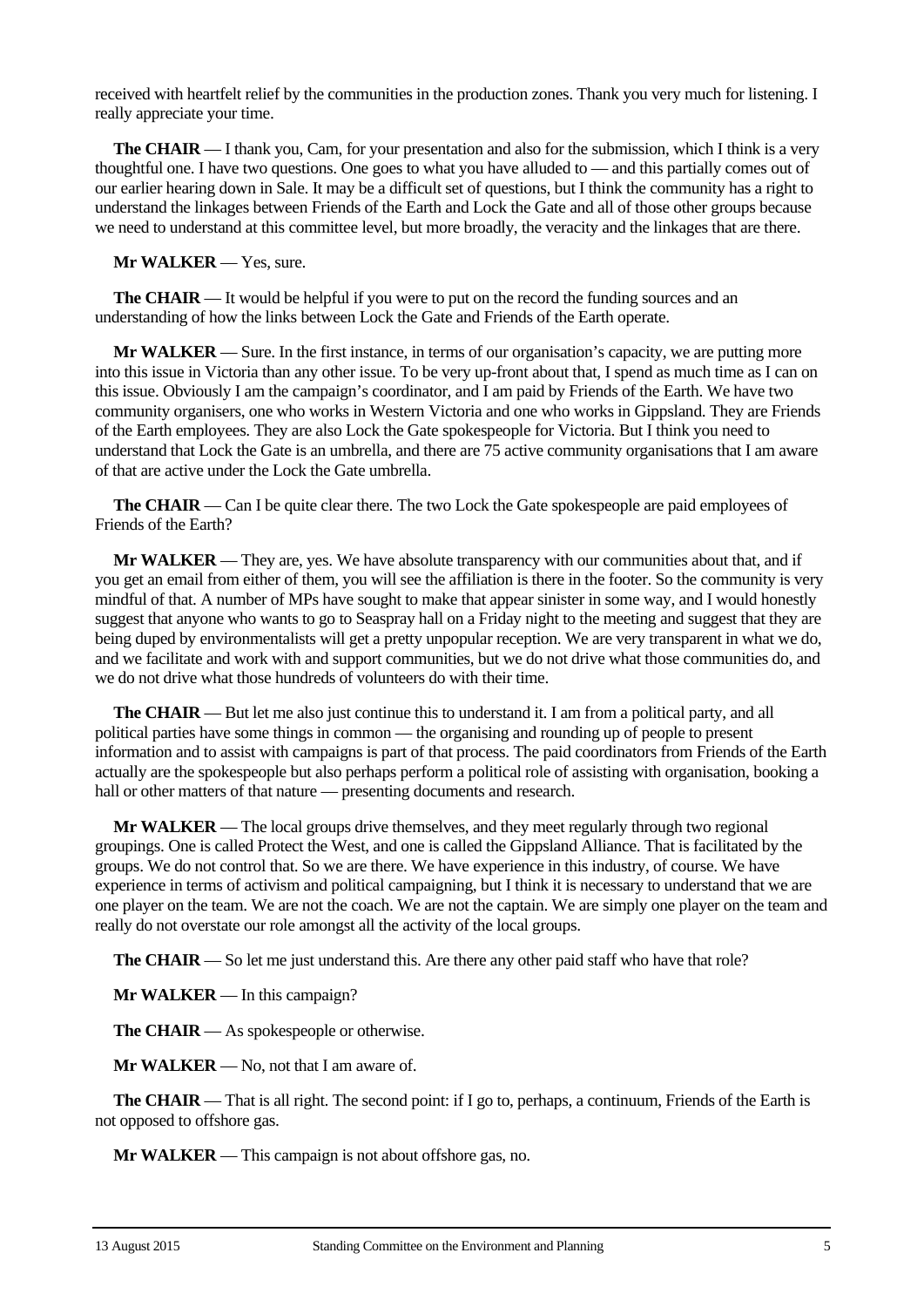received with heartfelt relief by the communities in the production zones. Thank you very much for listening. I really appreciate your time.

**The CHAIR** — I thank you, Cam, for your presentation and also for the submission, which I think is a very thoughtful one. I have two questions. One goes to what you have alluded to — and this partially comes out of our earlier hearing down in Sale. It may be a difficult set of questions, but I think the community has a right to understand the linkages between Friends of the Earth and Lock the Gate and all of those other groups because we need to understand at this committee level, but more broadly, the veracity and the linkages that are there.

**Mr WALKER** — Yes, sure.

**The CHAIR** — It would be helpful if you were to put on the record the funding sources and an understanding of how the links between Lock the Gate and Friends of the Earth operate.

**Mr WALKER** — Sure. In the first instance, in terms of our organisation's capacity, we are putting more into this issue in Victoria than any other issue. To be very up-front about that, I spend as much time as I can on this issue. Obviously I am the campaign's coordinator, and I am paid by Friends of the Earth. We have two community organisers, one who works in Western Victoria and one who works in Gippsland. They are Friends of the Earth employees. They are also Lock the Gate spokespeople for Victoria. But I think you need to understand that Lock the Gate is an umbrella, and there are 75 active community organisations that I am aware of that are active under the Lock the Gate umbrella.

**The CHAIR** — Can I be quite clear there. The two Lock the Gate spokespeople are paid employees of Friends of the Earth?

**Mr WALKER** — They are, yes. We have absolute transparency with our communities about that, and if you get an email from either of them, you will see the affiliation is there in the footer. So the community is very mindful of that. A number of MPs have sought to make that appear sinister in some way, and I would honestly suggest that anyone who wants to go to Seaspray hall on a Friday night to the meeting and suggest that they are being duped by environmentalists will get a pretty unpopular reception. We are very transparent in what we do, and we facilitate and work with and support communities, but we do not drive what those communities do, and we do not drive what those hundreds of volunteers do with their time.

**The CHAIR** — But let me also just continue this to understand it. I am from a political party, and all political parties have some things in common — the organising and rounding up of people to present information and to assist with campaigns is part of that process. The paid coordinators from Friends of the Earth actually are the spokespeople but also perhaps perform a political role of assisting with organisation, booking a hall or other matters of that nature — presenting documents and research.

**Mr WALKER** — The local groups drive themselves, and they meet regularly through two regional groupings. One is called Protect the West, and one is called the Gippsland Alliance. That is facilitated by the groups. We do not control that. So we are there. We have experience in this industry, of course. We have experience in terms of activism and political campaigning, but I think it is necessary to understand that we are one player on the team. We are not the coach. We are not the captain. We are simply one player on the team and really do not overstate our role amongst all the activity of the local groups.

**The CHAIR** — So let me just understand this. Are there any other paid staff who have that role?

**Mr WALKER** — In this campaign?

**The CHAIR** — As spokespeople or otherwise.

**Mr WALKER** — No, not that I am aware of.

**The CHAIR** — That is all right. The second point: if I go to, perhaps, a continuum, Friends of the Earth is not opposed to offshore gas.

**Mr WALKER** — This campaign is not about offshore gas, no.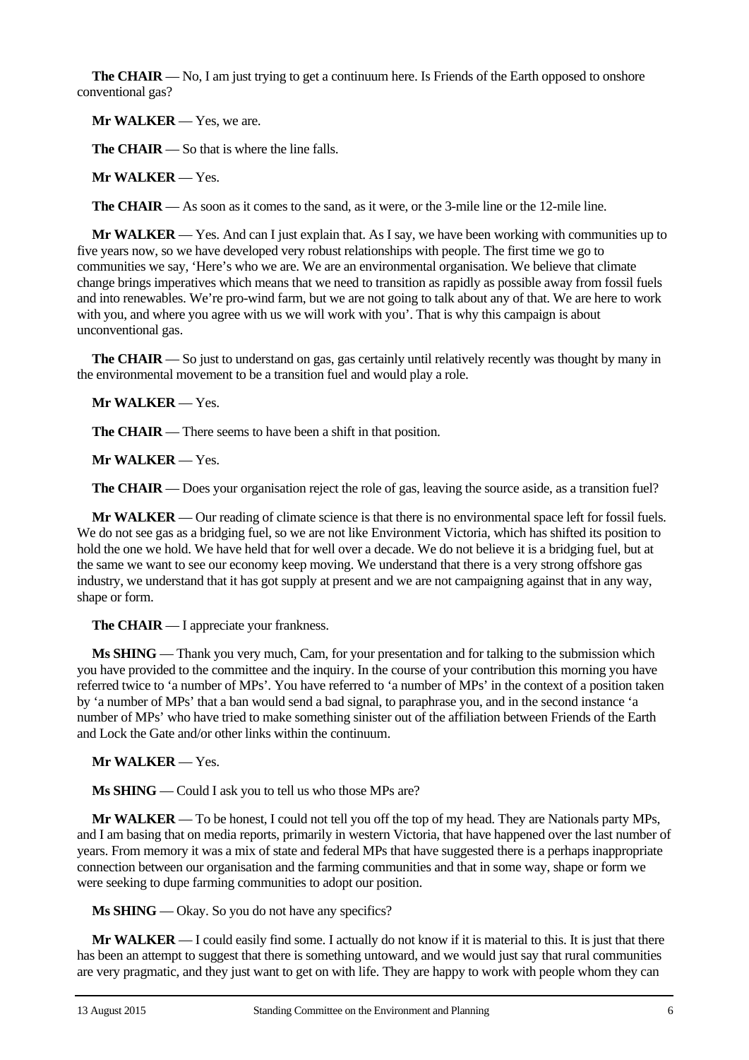**The CHAIR** — No, I am just trying to get a continuum here. Is Friends of the Earth opposed to onshore conventional gas?

**Mr WALKER** — Yes, we are.

**The CHAIR** — So that is where the line falls.

**Mr WALKER** — Yes.

**The CHAIR** — As soon as it comes to the sand, as it were, or the 3-mile line or the 12-mile line.

**Mr WALKER** — Yes. And can I just explain that. As I say, we have been working with communities up to five years now, so we have developed very robust relationships with people. The first time we go to communities we say, 'Here's who we are. We are an environmental organisation. We believe that climate change brings imperatives which means that we need to transition as rapidly as possible away from fossil fuels and into renewables. We're pro-wind farm, but we are not going to talk about any of that. We are here to work with you, and where you agree with us we will work with you'. That is why this campaign is about unconventional gas.

**The CHAIR** — So just to understand on gas, gas certainly until relatively recently was thought by many in the environmental movement to be a transition fuel and would play a role.

**Mr WALKER** — Yes.

**The CHAIR** — There seems to have been a shift in that position.

**Mr WALKER** — Yes.

**The CHAIR** — Does your organisation reject the role of gas, leaving the source aside, as a transition fuel?

**Mr WALKER** — Our reading of climate science is that there is no environmental space left for fossil fuels. We do not see gas as a bridging fuel, so we are not like Environment Victoria, which has shifted its position to hold the one we hold. We have held that for well over a decade. We do not believe it is a bridging fuel, but at the same we want to see our economy keep moving. We understand that there is a very strong offshore gas industry, we understand that it has got supply at present and we are not campaigning against that in any way, shape or form.

**The CHAIR** — I appreciate your frankness.

**Ms SHING** — Thank you very much, Cam, for your presentation and for talking to the submission which you have provided to the committee and the inquiry. In the course of your contribution this morning you have referred twice to 'a number of MPs'. You have referred to 'a number of MPs' in the context of a position taken by 'a number of MPs' that a ban would send a bad signal, to paraphrase you, and in the second instance 'a number of MPs' who have tried to make something sinister out of the affiliation between Friends of the Earth and Lock the Gate and/or other links within the continuum.

**Mr WALKER** — Yes.

**Ms SHING** — Could I ask you to tell us who those MPs are?

**Mr WALKER** — To be honest, I could not tell you off the top of my head. They are Nationals party MPs, and I am basing that on media reports, primarily in western Victoria, that have happened over the last number of years. From memory it was a mix of state and federal MPs that have suggested there is a perhaps inappropriate connection between our organisation and the farming communities and that in some way, shape or form we were seeking to dupe farming communities to adopt our position.

**Ms SHING** — Okay. So you do not have any specifics?

**Mr WALKER** — I could easily find some. I actually do not know if it is material to this. It is just that there has been an attempt to suggest that there is something untoward, and we would just say that rural communities are very pragmatic, and they just want to get on with life. They are happy to work with people whom they can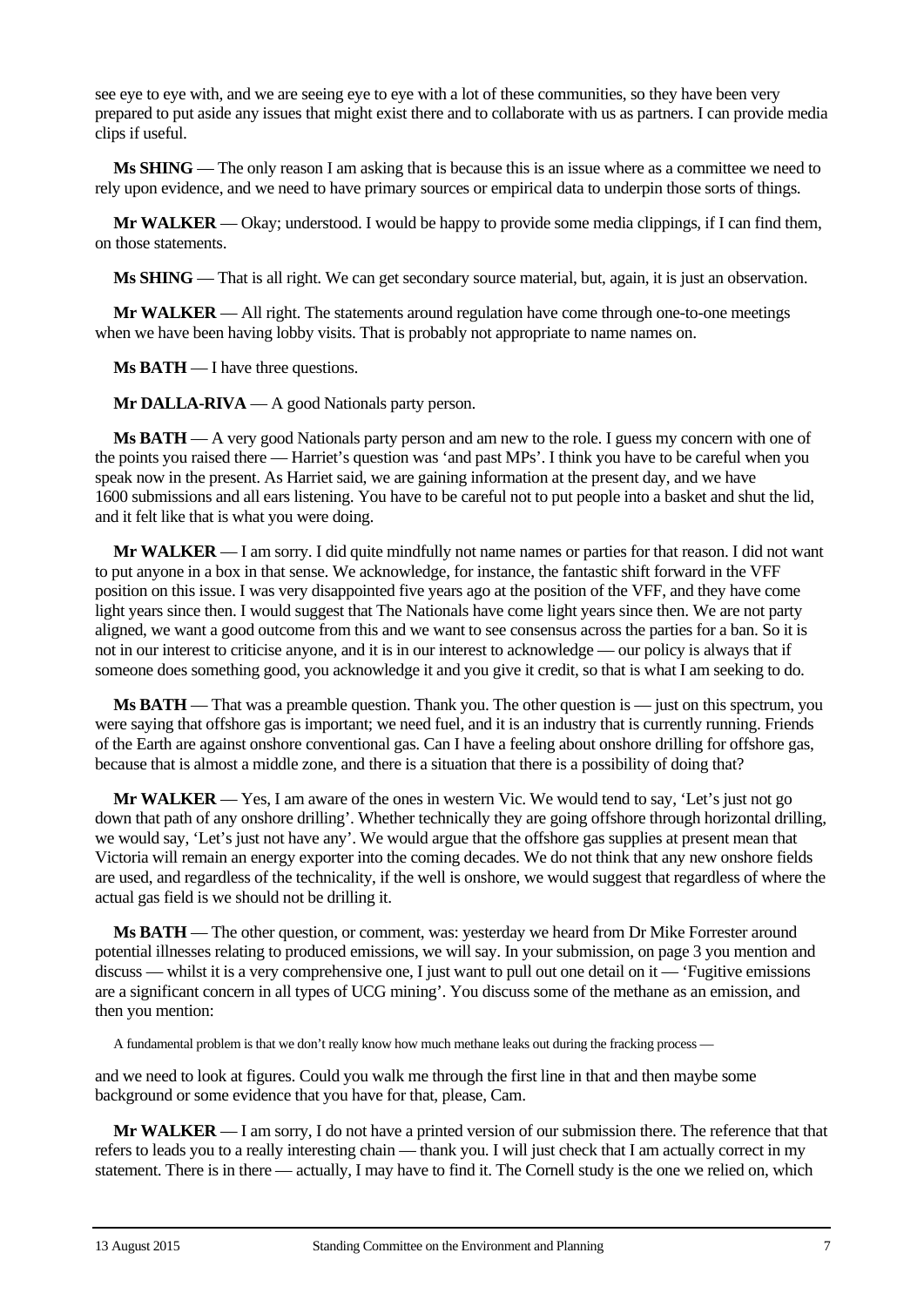see eye to eye with, and we are seeing eye to eye with a lot of these communities, so they have been very prepared to put aside any issues that might exist there and to collaborate with us as partners. I can provide media clips if useful.

**Ms SHING** — The only reason I am asking that is because this is an issue where as a committee we need to rely upon evidence, and we need to have primary sources or empirical data to underpin those sorts of things.

**Mr WALKER** — Okay; understood. I would be happy to provide some media clippings, if I can find them, on those statements.

**Ms SHING** — That is all right. We can get secondary source material, but, again, it is just an observation.

**Mr WALKER** — All right. The statements around regulation have come through one-to-one meetings when we have been having lobby visits. That is probably not appropriate to name names on.

**Ms BATH** — I have three questions.

**Mr DALLA-RIVA** — A good Nationals party person.

**Ms BATH** — A very good Nationals party person and am new to the role. I guess my concern with one of the points you raised there — Harriet's question was 'and past MPs'. I think you have to be careful when you speak now in the present. As Harriet said, we are gaining information at the present day, and we have 1600 submissions and all ears listening. You have to be careful not to put people into a basket and shut the lid, and it felt like that is what you were doing.

**Mr WALKER** — I am sorry. I did quite mindfully not name names or parties for that reason. I did not want to put anyone in a box in that sense. We acknowledge, for instance, the fantastic shift forward in the VFF position on this issue. I was very disappointed five years ago at the position of the VFF, and they have come light years since then. I would suggest that The Nationals have come light years since then. We are not party aligned, we want a good outcome from this and we want to see consensus across the parties for a ban. So it is not in our interest to criticise anyone, and it is in our interest to acknowledge — our policy is always that if someone does something good, you acknowledge it and you give it credit, so that is what I am seeking to do.

**Ms BATH** — That was a preamble question. Thank you. The other question is — just on this spectrum, you were saying that offshore gas is important; we need fuel, and it is an industry that is currently running. Friends of the Earth are against onshore conventional gas. Can I have a feeling about onshore drilling for offshore gas, because that is almost a middle zone, and there is a situation that there is a possibility of doing that?

**Mr WALKER** — Yes, I am aware of the ones in western Vic. We would tend to say, 'Let's just not go down that path of any onshore drilling'. Whether technically they are going offshore through horizontal drilling, we would say, 'Let's just not have any'. We would argue that the offshore gas supplies at present mean that Victoria will remain an energy exporter into the coming decades. We do not think that any new onshore fields are used, and regardless of the technicality, if the well is onshore, we would suggest that regardless of where the actual gas field is we should not be drilling it.

**Ms BATH** — The other question, or comment, was: yesterday we heard from Dr Mike Forrester around potential illnesses relating to produced emissions, we will say. In your submission, on page 3 you mention and discuss — whilst it is a very comprehensive one, I just want to pull out one detail on it — 'Fugitive emissions are a significant concern in all types of UCG mining'. You discuss some of the methane as an emission, and then you mention:

> A fundamental problem is that we don't really know how much methane leaks out during the fracking process —

and we need to look at figures. Could you walk me through the first line in that and then maybe some background or some evidence that you have for that, please, Cam.

**Mr WALKER** — I am sorry, I do not have a printed version of our submission there. The reference that that refers to leads you to a really interesting chain — thank you. I will just check that I am actually correct in my statement. There is in there — actually, I may have to find it. The Cornell study is the one we relied on, which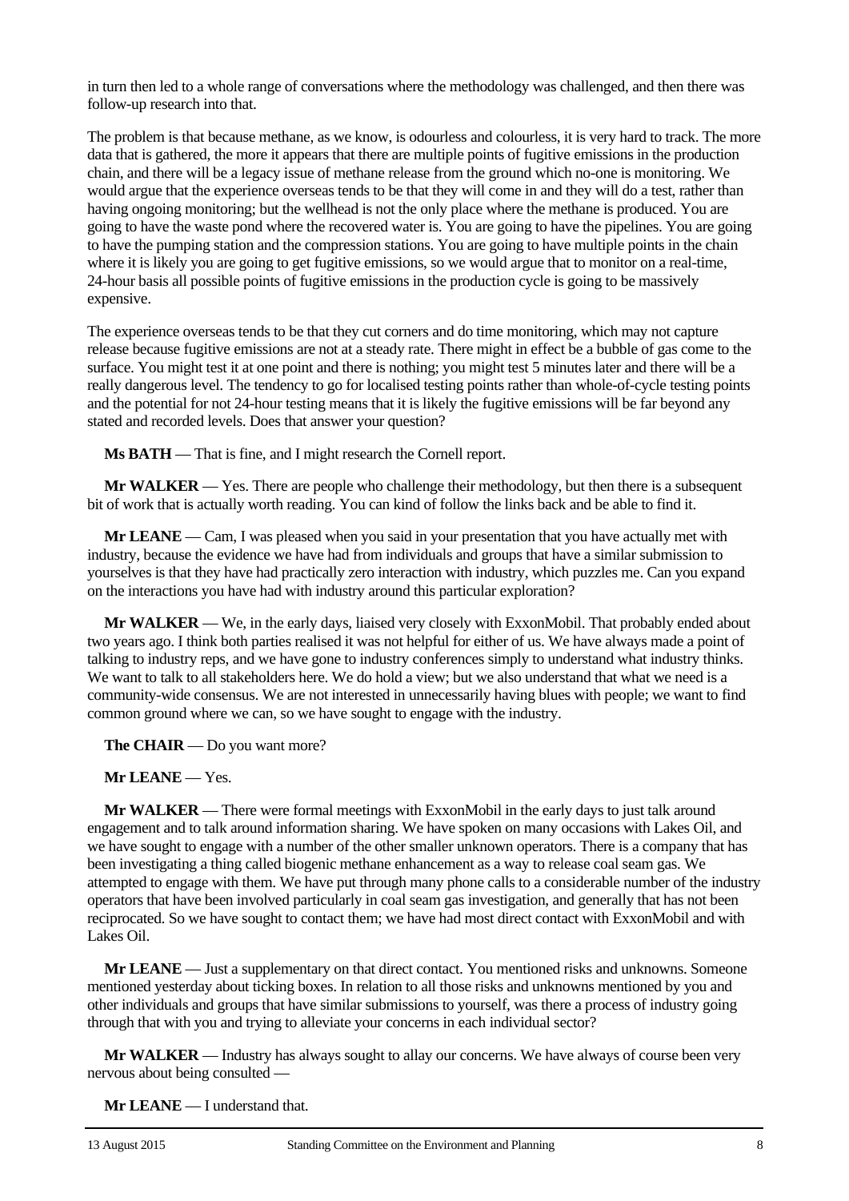in turn then led to a whole range of conversations where the methodology was challenged, and then there was follow-up research into that.

The problem is that because methane, as we know, is odourless and colourless, it is very hard to track. The more data that is gathered, the more it appears that there are multiple points of fugitive emissions in the production chain, and there will be a legacy issue of methane release from the ground which no-one is monitoring. We would argue that the experience overseas tends to be that they will come in and they will do a test, rather than having ongoing monitoring; but the wellhead is not the only place where the methane is produced. You are going to have the waste pond where the recovered water is. You are going to have the pipelines. You are going to have the pumping station and the compression stations. You are going to have multiple points in the chain where it is likely you are going to get fugitive emissions, so we would argue that to monitor on a real-time, 24-hour basis all possible points of fugitive emissions in the production cycle is going to be massively expensive.

The experience overseas tends to be that they cut corners and do time monitoring, which may not capture release because fugitive emissions are not at a steady rate. There might in effect be a bubble of gas come to the surface. You might test it at one point and there is nothing; you might test 5 minutes later and there will be a really dangerous level. The tendency to go for localised testing points rather than whole-of-cycle testing points and the potential for not 24-hour testing means that it is likely the fugitive emissions will be far beyond any stated and recorded levels. Does that answer your question?

**Ms BATH** — That is fine, and I might research the Cornell report.

**Mr WALKER** — Yes. There are people who challenge their methodology, but then there is a subsequent bit of work that is actually worth reading. You can kind of follow the links back and be able to find it.

**Mr LEANE** — Cam, I was pleased when you said in your presentation that you have actually met with industry, because the evidence we have had from individuals and groups that have a similar submission to yourselves is that they have had practically zero interaction with industry, which puzzles me. Can you expand on the interactions you have had with industry around this particular exploration?

**Mr WALKER** — We, in the early days, liaised very closely with ExxonMobil. That probably ended about two years ago. I think both parties realised it was not helpful for either of us. We have always made a point of talking to industry reps, and we have gone to industry conferences simply to understand what industry thinks. We want to talk to all stakeholders here. We do hold a view; but we also understand that what we need is a community-wide consensus. We are not interested in unnecessarily having blues with people; we want to find common ground where we can, so we have sought to engage with the industry.

**The CHAIR** — Do you want more?

**Mr LEANE** — Yes.

**Mr WALKER** — There were formal meetings with ExxonMobil in the early days to just talk around engagement and to talk around information sharing. We have spoken on many occasions with Lakes Oil, and we have sought to engage with a number of the other smaller unknown operators. There is a company that has been investigating a thing called biogenic methane enhancement as a way to release coal seam gas. We attempted to engage with them. We have put through many phone calls to a considerable number of the industry operators that have been involved particularly in coal seam gas investigation, and generally that has not been reciprocated. So we have sought to contact them; we have had most direct contact with ExxonMobil and with Lakes Oil.

**Mr LEANE** — Just a supplementary on that direct contact. You mentioned risks and unknowns. Someone mentioned yesterday about ticking boxes. In relation to all those risks and unknowns mentioned by you and other individuals and groups that have similar submissions to yourself, was there a process of industry going through that with you and trying to alleviate your concerns in each individual sector?

**Mr WALKER** — Industry has always sought to allay our concerns. We have always of course been very nervous about being consulted —

**Mr LEANE** — I understand that.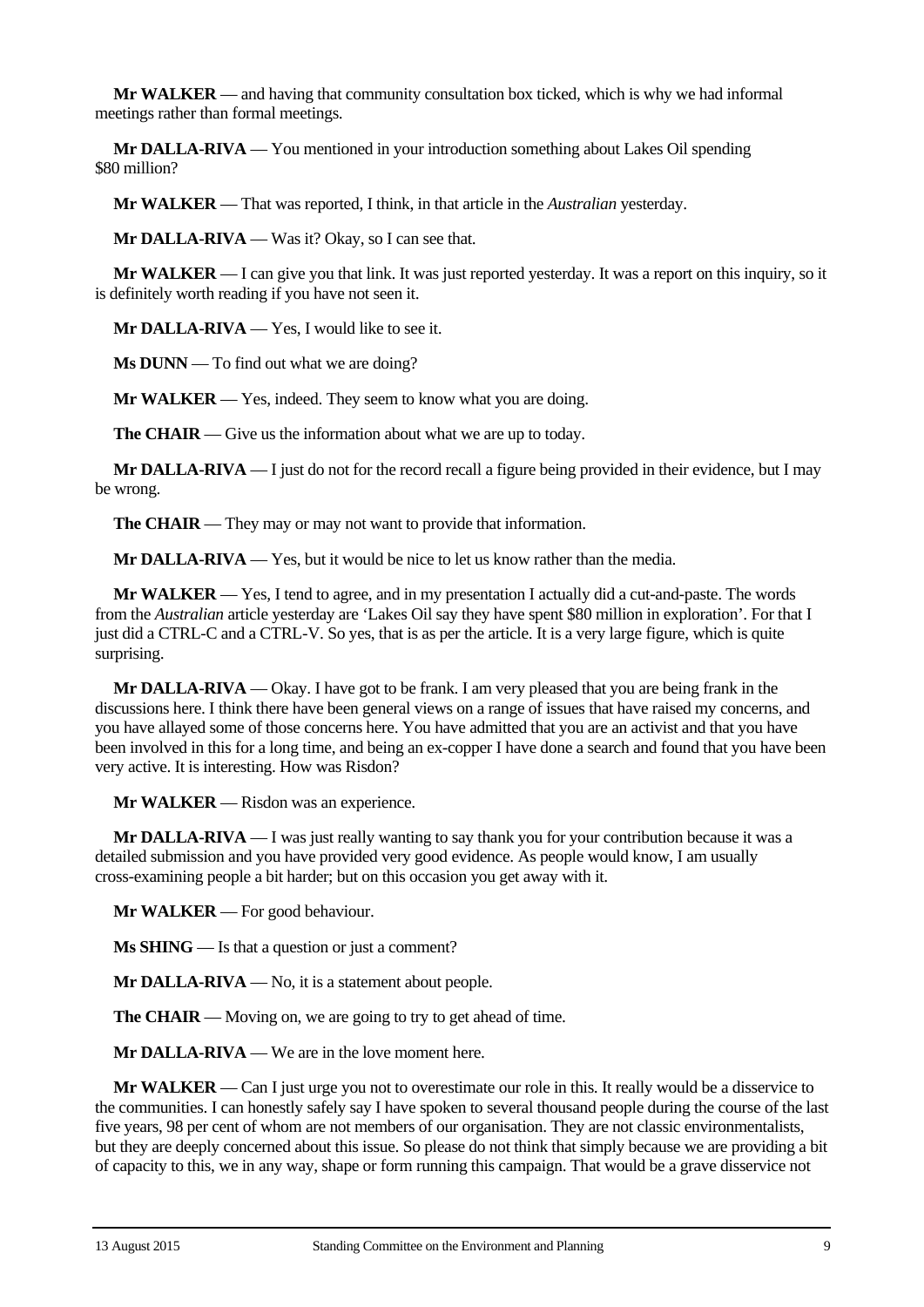**Mr WALKER** — and having that community consultation box ticked, which is why we had informal meetings rather than formal meetings.

**Mr DALLA-RIVA** — You mentioned in your introduction something about Lakes Oil spending $80 million?

**Mr WALKER** — That was reported, I think, in that article in the *Australian* yesterday.

**Mr DALLA-RIVA** — Was it? Okay, so I can see that.

**Mr WALKER** — I can give you that link. It was just reported yesterday. It was a report on this inquiry, so it is definitely worth reading if you have not seen it.

**Mr DALLA-RIVA** — Yes, I would like to see it.

**Ms DUNN** — To find out what we are doing?

**Mr WALKER** — Yes, indeed. They seem to know what you are doing.

**The CHAIR** — Give us the information about what we are up to today.

**Mr DALLA-RIVA** — I just do not for the record recall a figure being provided in their evidence, but I may be wrong.

**The CHAIR** — They may or may not want to provide that information.

**Mr DALLA-RIVA** — Yes, but it would be nice to let us know rather than the media.

**Mr WALKER** — Yes, I tend to agree, and in my presentation I actually did a cut-and-paste. The words from the *Australian* article yesterday are 'Lakes Oil say they have spent $80 million in exploration'. For that I just did a CTRL-C and a CTRL-V. So yes, that is as per the article. It is a very large figure, which is quite surprising.

**Mr DALLA-RIVA** — Okay. I have got to be frank. I am very pleased that you are being frank in the discussions here. I think there have been general views on a range of issues that have raised my concerns, and you have allayed some of those concerns here. You have admitted that you are an activist and that you have been involved in this for a long time, and being an ex-copper I have done a search and found that you have been very active. It is interesting. How was Risdon?

**Mr WALKER** — Risdon was an experience.

**Mr DALLA-RIVA** — I was just really wanting to say thank you for your contribution because it was a detailed submission and you have provided very good evidence. As people would know, I am usually cross-examining people a bit harder; but on this occasion you get away with it.

**Mr WALKER** — For good behaviour.

**Ms SHING** — Is that a question or just a comment?

**Mr DALLA-RIVA** — No, it is a statement about people.

**The CHAIR** — Moving on, we are going to try to get ahead of time.

**Mr DALLA-RIVA** — We are in the love moment here.

**Mr WALKER** — Can I just urge you not to overestimate our role in this. It really would be a disservice to the communities. I can honestly safely say I have spoken to several thousand people during the course of the last five years, 98 per cent of whom are not members of our organisation. They are not classic environmentalists, but they are deeply concerned about this issue. So please do not think that simply because we are providing a bit of capacity to this, we in any way, shape or form running this campaign. That would be a grave disservice not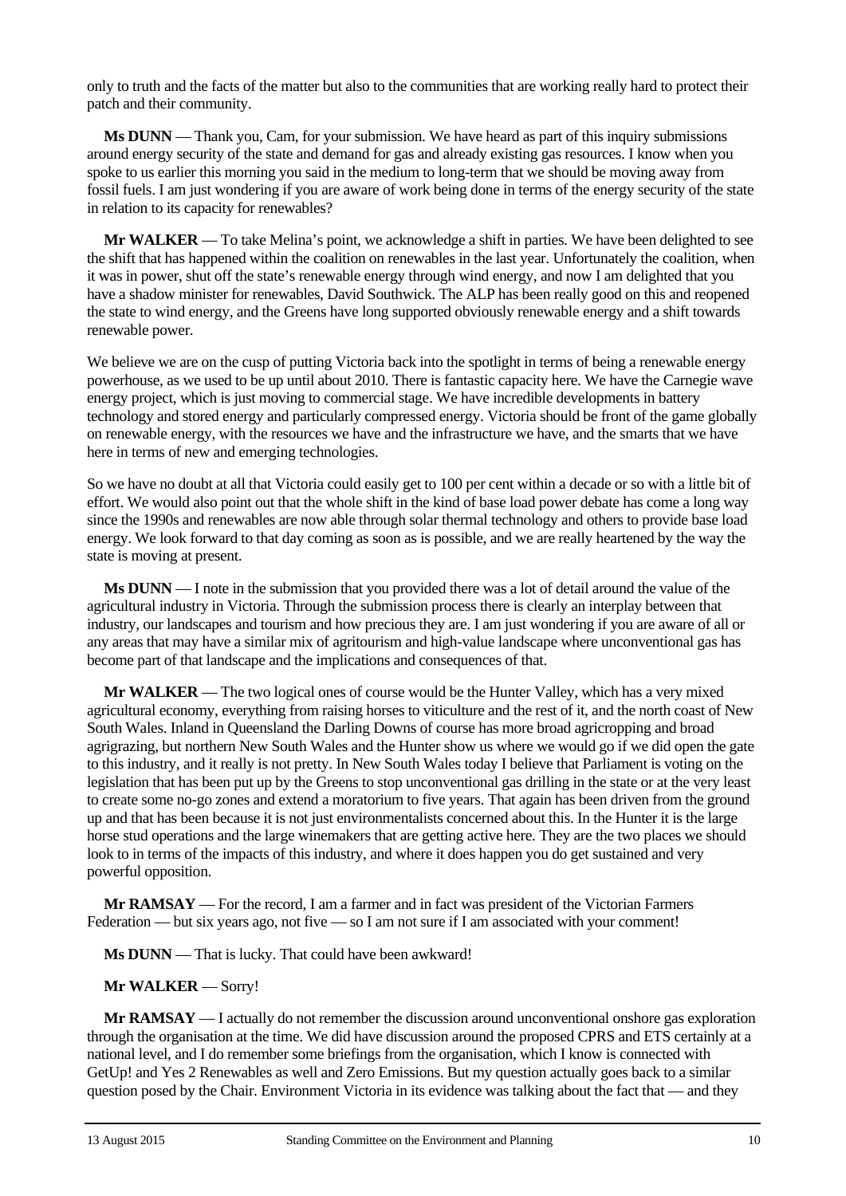only to truth and the facts of the matter but also to the communities that are working really hard to protect their patch and their community.

**Ms DUNN** — Thank you, Cam, for your submission. We have heard as part of this inquiry submissions around energy security of the state and demand for gas and already existing gas resources. I know when you spoke to us earlier this morning you said in the medium to long-term that we should be moving away from fossil fuels. I am just wondering if you are aware of work being done in terms of the energy security of the state in relation to its capacity for renewables?

**Mr WALKER** — To take Melina's point, we acknowledge a shift in parties. We have been delighted to see the shift that has happened within the coalition on renewables in the last year. Unfortunately the coalition, when it was in power, shut off the state's renewable energy through wind energy, and now I am delighted that you have a shadow minister for renewables, David Southwick. The ALP has been really good on this and reopened the state to wind energy, and the Greens have long supported obviously renewable energy and a shift towards renewable power.

We believe we are on the cusp of putting Victoria back into the spotlight in terms of being a renewable energy powerhouse, as we used to be up until about 2010. There is fantastic capacity here. We have the Carnegie wave energy project, which is just moving to commercial stage. We have incredible developments in battery technology and stored energy and particularly compressed energy. Victoria should be front of the game globally on renewable energy, with the resources we have and the infrastructure we have, and the smarts that we have here in terms of new and emerging technologies.

So we have no doubt at all that Victoria could easily get to 100 per cent within a decade or so with a little bit of effort. We would also point out that the whole shift in the kind of base load power debate has come a long way since the 1990s and renewables are now able through solar thermal technology and others to provide base load energy. We look forward to that day coming as soon as is possible, and we are really heartened by the way the state is moving at present.

**Ms DUNN** — I note in the submission that you provided there was a lot of detail around the value of the agricultural industry in Victoria. Through the submission process there is clearly an interplay between that industry, our landscapes and tourism and how precious they are. I am just wondering if you are aware of all or any areas that may have a similar mix of agritourism and high-value landscape where unconventional gas has become part of that landscape and the implications and consequences of that.

**Mr WALKER** — The two logical ones of course would be the Hunter Valley, which has a very mixed agricultural economy, everything from raising horses to viticulture and the rest of it, and the north coast of New South Wales. Inland in Queensland the Darling Downs of course has more broad agricropping and broad agrigrazing, but northern New South Wales and the Hunter show us where we would go if we did open the gate to this industry, and it really is not pretty. In New South Wales today I believe that Parliament is voting on the legislation that has been put up by the Greens to stop unconventional gas drilling in the state or at the very least to create some no-go zones and extend a moratorium to five years. That again has been driven from the ground up and that has been because it is not just environmentalists concerned about this. In the Hunter it is the large horse stud operations and the large winemakers that are getting active here. They are the two places we should look to in terms of the impacts of this industry, and where it does happen you do get sustained and very powerful opposition.

**Mr RAMSAY** — For the record, I am a farmer and in fact was president of the Victorian Farmers Federation — but six years ago, not five — so I am not sure if I am associated with your comment!

**Ms DUNN** — That is lucky. That could have been awkward!

**Mr WALKER** — Sorry!

**Mr RAMSAY** — I actually do not remember the discussion around unconventional onshore gas exploration through the organisation at the time. We did have discussion around the proposed CPRS and ETS certainly at a national level, and I do remember some briefings from the organisation, which I know is connected with GetUp! and Yes 2 Renewables as well and Zero Emissions. But my question actually goes back to a similar question posed by the Chair. Environment Victoria in its evidence was talking about the fact that — and they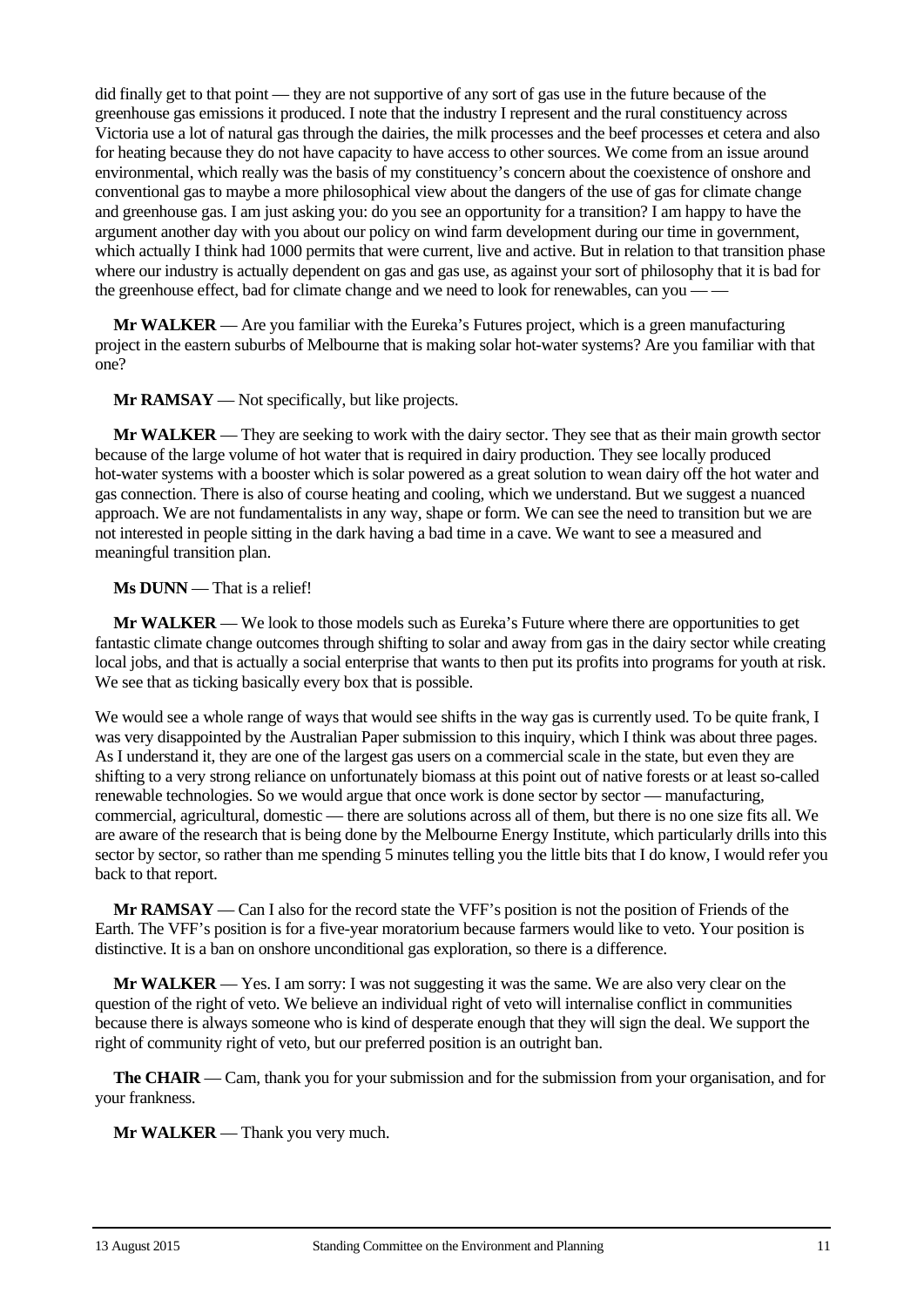did finally get to that point — they are not supportive of any sort of gas use in the future because of the greenhouse gas emissions it produced. I note that the industry I represent and the rural constituency across Victoria use a lot of natural gas through the dairies, the milk processes and the beef processes et cetera and also for heating because they do not have capacity to have access to other sources. We come from an issue around environmental, which really was the basis of my constituency's concern about the coexistence of onshore and conventional gas to maybe a more philosophical view about the dangers of the use of gas for climate change and greenhouse gas. I am just asking you: do you see an opportunity for a transition? I am happy to have the argument another day with you about our policy on wind farm development during our time in government, which actually I think had 1000 permits that were current, live and active. But in relation to that transition phase where our industry is actually dependent on gas and gas use, as against your sort of philosophy that it is bad for the greenhouse effect, bad for climate change and we need to look for renewables, can you — —

**Mr WALKER** — Are you familiar with the Eureka's Futures project, which is a green manufacturing project in the eastern suburbs of Melbourne that is making solar hot-water systems? Are you familiar with that one?

**Mr RAMSAY** — Not specifically, but like projects.

**Mr WALKER** — They are seeking to work with the dairy sector. They see that as their main growth sector because of the large volume of hot water that is required in dairy production. They see locally produced hot-water systems with a booster which is solar powered as a great solution to wean dairy off the hot water and gas connection. There is also of course heating and cooling, which we understand. But we suggest a nuanced approach. We are not fundamentalists in any way, shape or form. We can see the need to transition but we are not interested in people sitting in the dark having a bad time in a cave. We want to see a measured and meaningful transition plan.

**Ms DUNN** — That is a relief!

**Mr WALKER** — We look to those models such as Eureka's Future where there are opportunities to get fantastic climate change outcomes through shifting to solar and away from gas in the dairy sector while creating local jobs, and that is actually a social enterprise that wants to then put its profits into programs for youth at risk. We see that as ticking basically every box that is possible.

We would see a whole range of ways that would see shifts in the way gas is currently used. To be quite frank, I was very disappointed by the Australian Paper submission to this inquiry, which I think was about three pages. As I understand it, they are one of the largest gas users on a commercial scale in the state, but even they are shifting to a very strong reliance on unfortunately biomass at this point out of native forests or at least so-called renewable technologies. So we would argue that once work is done sector by sector — manufacturing, commercial, agricultural, domestic — there are solutions across all of them, but there is no one size fits all. We are aware of the research that is being done by the Melbourne Energy Institute, which particularly drills into this sector by sector, so rather than me spending 5 minutes telling you the little bits that I do know, I would refer you back to that report.

**Mr RAMSAY** — Can I also for the record state the VFF's position is not the position of Friends of the Earth. The VFF's position is for a five-year moratorium because farmers would like to veto. Your position is distinctive. It is a ban on onshore unconditional gas exploration, so there is a difference.

**Mr WALKER** — Yes. I am sorry: I was not suggesting it was the same. We are also very clear on the question of the right of veto. We believe an individual right of veto will internalise conflict in communities because there is always someone who is kind of desperate enough that they will sign the deal. We support the right of community right of veto, but our preferred position is an outright ban.

**The CHAIR** — Cam, thank you for your submission and for the submission from your organisation, and for your frankness.

**Mr WALKER** — Thank you very much.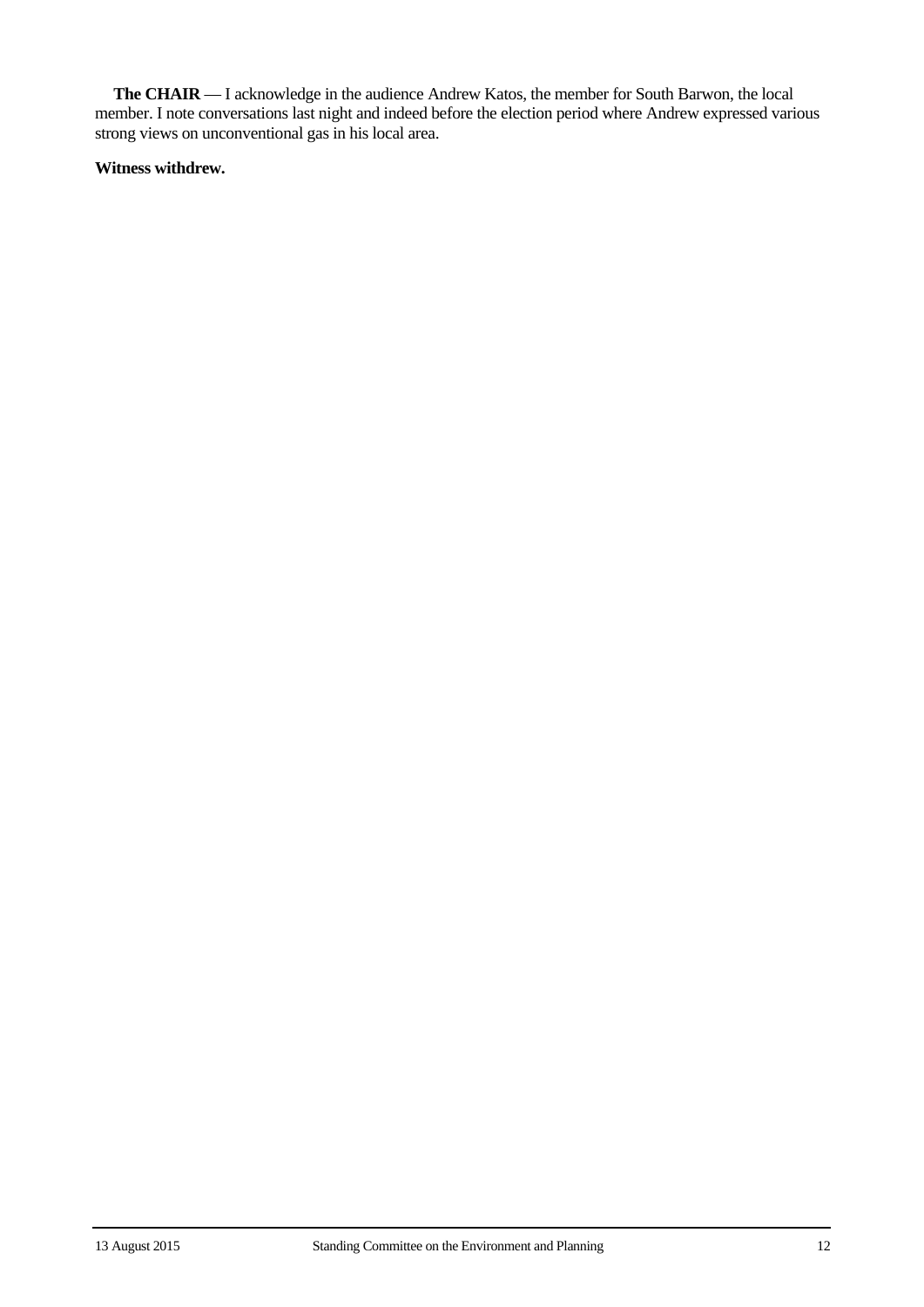**The CHAIR** — I acknowledge in the audience Andrew Katos, the member for South Barwon, the local member. I note conversations last night and indeed before the election period where Andrew expressed various strong views on unconventional gas in his local area.

**Witness withdrew.**